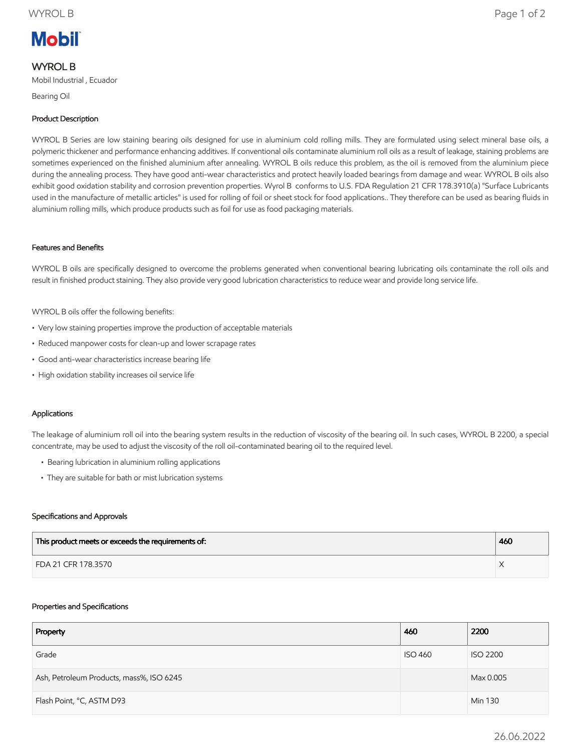Mobil

# WYROL B

Mobil Industrial , Ecuador

Bearing Oil

## Product Description

WYROL B Series are low staining bearing oils designed for use in aluminium cold rolling mills. They are formulated using select mineral base oils, a polymeric thickener and performance enhancing additives. If conventional oils contaminate aluminium roll oils as a result of leakage, staining problems are sometimes experienced on the finished aluminium after annealing. WYROL B oils reduce this problem, as the oil is removed from the aluminium piece during the annealing process. They have good anti-wear characteristics and protect heavily loaded bearings from damage and wear. WYROL B oils also exhibit good oxidation stability and corrosion prevention properties. Wyrol B conforms to U.S. FDA Regulation 21 CFR 178.3910(a) "Surface Lubricants used in the manufacture of metallic articles" is used for rolling of foil or sheet stock for food applications.. They therefore can be used as bearing fluids in aluminium rolling mills, which produce products such as foil for use as food packaging materials.

## Features and Benefits

WYROL B oils are specifically designed to overcome the problems generated when conventional bearing lubricating oils contaminate the roll oils and result in finished product staining. They also provide very good lubrication characteristics to reduce wear and provide long service life.

WYROL B oils offer the following benefits:

- Very low staining properties improve the production of acceptable materials
- Reduced manpower costs for clean-up and lower scrapage rates
- Good anti-wear characteristics increase bearing life
- High oxidation stability increases oil service life

## Applications

The leakage of aluminium roll oil into the bearing system results in the reduction of viscosity of the bearing oil. In such cases, WYROL B 2200, a special concentrate, may be used to adjust the viscosity of the roll oil-contaminated bearing oil to the required level.

- Bearing lubrication in aluminium rolling applications
- They are suitable for bath or mist lubrication systems

## Specifications and Approvals

| This product meets or exceeds the requirements of: | 460 |
|---|---|
| FDA 21 CFR 178.3570 | X |

## Properties and Specifications

| Property | 460 | 2200 |
|---|---|---|
| Grade | ISO 460 | ISO 2200 |
| Ash, Petroleum Products, mass%, ISO 6245 | | Max 0.005 |
| Flash Point, °C, ASTM D93 | | Min 130 |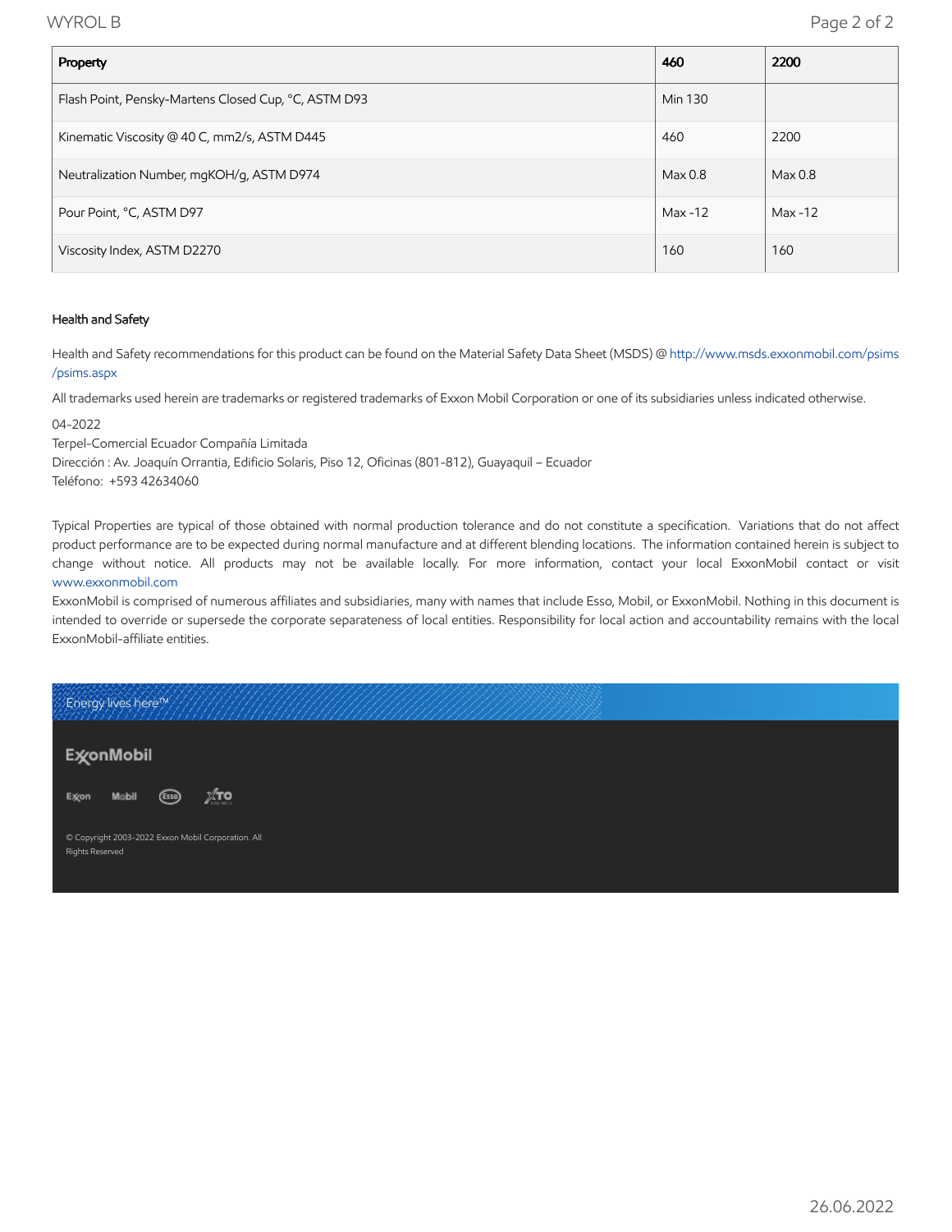| Property | 460 | 2200 |
| --- | --- | --- |
| Flash Point, Pensky-Martens Closed Cup, °C, ASTM D93 | Min 130 | |
| Kinematic Viscosity @ 40 C, mm2/s, ASTM D445 | 460 | 2200 |
| Neutralization Number, mgKOH/g, ASTM D974 | Max 0.8 | Max 0.8 |
| Pour Point, °C, ASTM D97 | Max -12 | Max -12 |
| Viscosity Index, ASTM D2270 | 160 | 160 |

### Health and Safety

Health and Safety recommendations for this product can be found on the Material Safety Data Sheet (MSDS) @ http://www.msds.exxonmobil.com/psims/psims.aspx

All trademarks used herein are trademarks or registered trademarks of Exxon Mobil Corporation or one of its subsidiaries unless indicated otherwise.

04-2022
Terpel-Comercial Ecuador Compañía Limitada
Dirección : Av. Joaquín Orrantia, Edificio Solaris, Piso 12, Oficinas (801-812), Guayaquil – Ecuador
Teléfono: +593 42634060

Typical Properties are typical of those obtained with normal production tolerance and do not constitute a specification. Variations that do not affect product performance are to be expected during normal manufacture and at different blending locations. The information contained herein is subject to change without notice. All products may not be available locally. For more information, contact your local ExxonMobil contact or visit www.exxonmobil.com

ExxonMobil is comprised of numerous affiliates and subsidiaries, many with names that include Esso, Mobil, or ExxonMobil. Nothing in this document is intended to override or supersede the corporate separateness of local entities. Responsibility for local action and accountability remains with the local ExxonMobil-affiliate entities.

Energy lives here™

ExxonMobil

Exxon Mobil Esso XTO

© Copyright 2003-2022 Exxon Mobil Corporation. All Rights Reserved